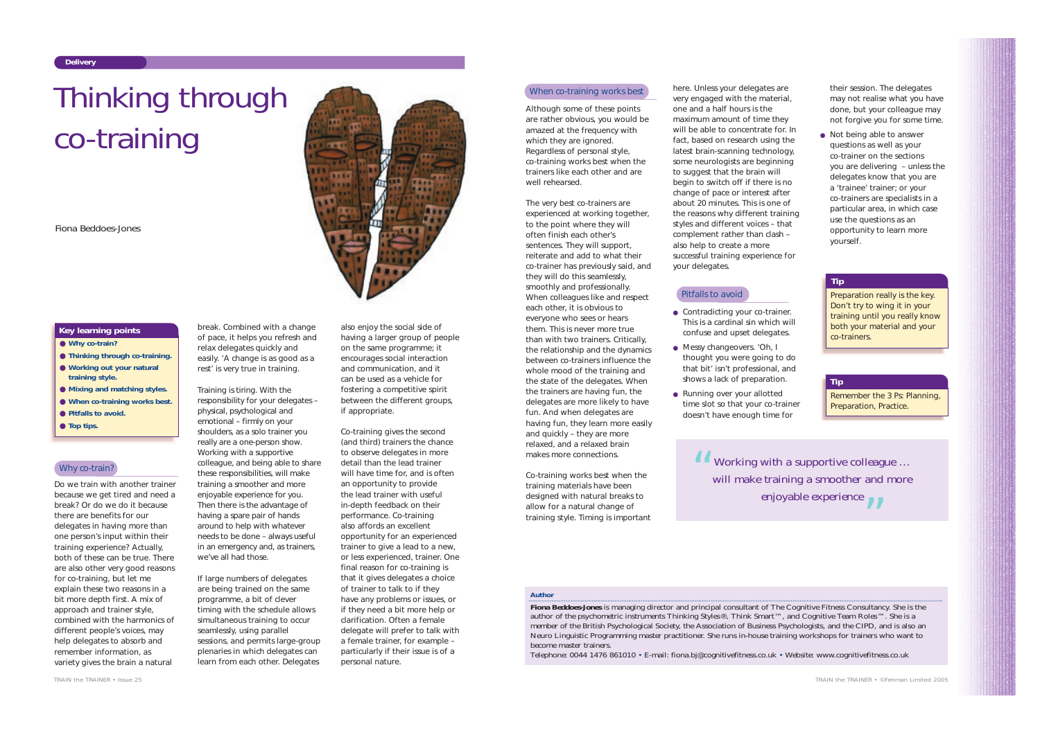Delivery

# Thinking through co-training

Fiona Beddoes-Jones

**Key learning points**

- Why co-train?
- Thinking through co-training.
- Working out your natural training style.
- Mixing and matching styles.
- When co-training works best.
- Pitfalls to avoid.
- Top tips.

## Why co-train?

Do we train with another trainer because we get tired and need a break? Or do we do it because there are benefits for our delegates in having more than one person's input within their training experience? Actually, both of these can be true. There are also other very good reasons for co-training, but let me explain these two reasons in a bit more depth first. A mix of approach and trainer style, combined with the harmonics of different people's voices, may help delegates to absorb and remember information, as variety gives the brain a natural break. Combined with a change of pace, it helps you refresh and relax delegates quickly and easily. 'A change is as good as a rest' is very true in training.

Training is tiring. With the responsibility for your delegates – physical, psychological and emotional – firmly on your shoulders, as a solo trainer you really are a one-person show. Working with a supportive colleague, and being able to share these responsibilities, will make training a smoother and more enjoyable experience for you. Then there is the advantage of having a spare pair of hands around to help with whatever needs to be done – always useful in an emergency and, as trainers, we've all had those.

If large numbers of delegates are being trained on the same programme, a bit of clever timing with the schedule allows simultaneous training to occur seamlessly, using parallel sessions, and permits large-group plenaries in which delegates can learn from each other. Delegates also enjoy the social side of having a larger group of people on the same programme; it encourages social interaction and communication, and it can be used as a vehicle for fostering a competitive spirit between the different groups, if appropriate.

Co-training gives the second (and third) trainers the chance to observe delegates in more detail than the lead trainer will have time for, and is often an opportunity to provide the lead trainer with useful in-depth feedback on their performance. Co-training also affords an excellent opportunity for an experienced trainer to give a lead to a new, or less experienced, trainer. One final reason for co-training is that it gives delegates a choice of trainer to talk to if they have any problems or issues, or if they need a bit more help or clarification. Often a female delegate will prefer to talk with a female trainer, for example – particularly if their issue is of a personal nature.

## When co-training works best

Although some of these points are rather obvious, you would be amazed at the frequency with which they are ignored. Regardless of personal style, co-training works best when the trainers like each other and are well rehearsed.

The very best co-trainers are experienced at working together, to the point where they will often finish each other's sentences. They will support, reiterate and add to what their co-trainer has previously said, and they will do this seamlessly, smoothly and professionally. When colleagues like and respect each other, it is obvious to everyone who sees or hears them. This is never more true than with two trainers. Critically, the relationship and the dynamics between co-trainers influence the whole mood of the training and the state of the delegates. When the trainers are having fun, the delegates are more likely to have fun. And when delegates are having fun, they learn more easily and quickly – they are more relaxed, and a relaxed brain makes more connections.

Co-training works best when the training materials have been designed with natural breaks to allow for a natural change of training style. Timing is important here. Unless your delegates are very engaged with the material, one and a half hours is the maximum amount of time they will be able to concentrate for. In fact, based on research using the latest brain-scanning technology, some neurologists are beginning to suggest that the brain will begin to switch off if there is no change of pace or interest after about 20 minutes. This is one of the reasons why different training styles and different voices – that complement rather than clash – also help to create a more successful training experience for your delegates.

## Pitfalls to avoid

- Contradicting your co-trainer. This is a cardinal sin which will confuse and upset delegates.
- Messy changeovers. 'Oh, I thought you were going to do that bit' isn't professional, and shows a lack of preparation.
- Running over your allotted time slot so that your co-trainer doesn't have enough time for their session. The delegates may not realise what you have done, but your colleague may not forgive you for some time.
- Not being able to answer questions as well as your co-trainer on the sections you are delivering – unless the delegates know that you are a 'trainee' trainer; or your co-trainers are specialists in a particular area, in which case use the questions as an opportunity to learn more yourself.

**Tip**

Preparation really is the key. Don't try to wing it in your training until you really know both your material and your co-trainers.

**Tip**

Remember the 3 Ps: Planning, Preparation, Practice.

> "Working with a supportive colleague … will make training a smoother and more enjoyable experience"

**Author**

**Fiona Beddoes-Jones** is managing director and principal consultant of The Cognitive Fitness Consultancy. She is the author of the psychometric instruments Thinking Styles®, Think Smart™, and Cognitive Team Roles™. She is a member of the British Psychological Society, the Association of Business Psychologists, and the CIPD, and is also an Neuro Linguistic Programming master practitioner. She runs in-house training workshops for trainers who want to become master trainers.

Telephone: 0044 1476 861010 • E-mail: fiona.bj@cognitivefitness.co.uk • Website: www.cognitivefitness.co.uk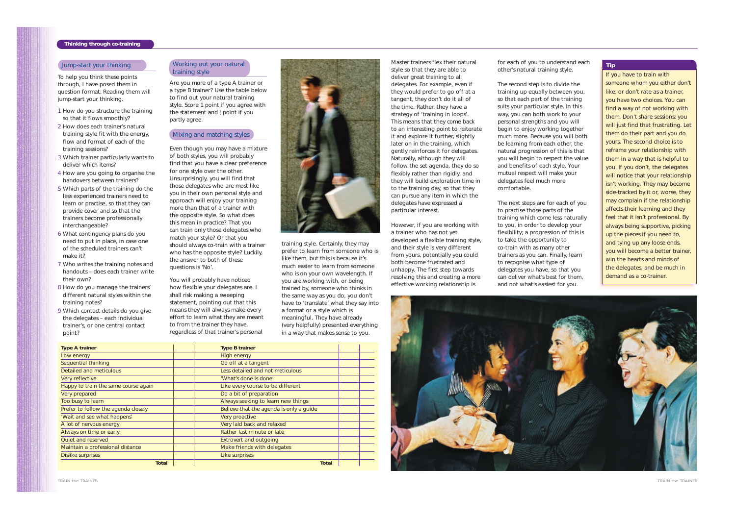## Thinking through co-training

### Jump-start your thinking

To help you think these points through, I have posed them in question format. Reading them will jump-start your thinking.

1. How do you structure the training so that it flows smoothly?
2. How does each trainer's natural training style fit with the energy, flow and format of each of the training sessions?
3. Which trainer particularly wants to deliver which items?
4. How are you going to organise the handovers between trainers?
5. Which parts of the training do the less experienced trainers need to learn or practise, so that they can provide cover and so that the trainers become professionally interchangeable?
6. What contingency plans do you need to put in place, in case one of the scheduled trainers can't make it?
7. Who writes the training notes and handouts – does each trainer write their own?
8. How do you manage the trainers' different natural styles within the training notes?
9. Which contact details do you give the delegates – each individual trainer's, or one central contact point?

### Working out your natural training style

Are you more of a type A trainer or a type B trainer? Use the table below to find out your natural training style. Score 1 point if you agree with the statement and ½ point if you partly agree.

| Type A trainer | | | Type B trainer | | |
|---|---|---|---|---|---|
| Low energy | | | High energy | | |
| Sequential thinking | | | Go off at a tangent | | |
| Detailed and meticulous | | | Less detailed and not meticulous | | |
| Very reflective | | | 'What's done is done' | | |
| Happy to train the same course again | | | Like every course to be different | | |
| Very prepared | | | Do a bit of preparation | | |
| Too busy to learn | | | Always seeking to learn new things | | |
| Prefer to follow the agenda closely | | | Believe that the agenda is only a guide | | |
| 'Wait and see what happens' | | | Very proactive | | |
| A lot of nervous energy | | | Very laid back and relaxed | | |
| Always on time or early | | | Rather last minute or late | | |
| Quiet and reserved | | | Extrovert and outgoing | | |
| Maintain a professional distance | | | Make friends with delegates | | |
| Dislike surprises | | | Like surprises | | |
| **Total** | | | **Total** | | |

### Mixing and matching styles

Even though you may have a mixture of both styles, you will probably find that you have a clear preference for one style over the other. Unsurprisingly, you will find that those delegates who are most like you in their own personal style and approach will enjoy your training more than that of a trainer with the opposite style. So what does this mean in practice? That you can train only those delegates who match your style? Or that you should always co-train with a trainer who has the opposite style? Luckily, the answer to both of these questions is 'No'.

You will probably have noticed how flexible your delegates are. I shall risk making a sweeping statement, pointing out that this means they will always make every effort to learn what they are meant to from the trainer they have, regardless of that trainer's personal training style. Certainly, they may prefer to learn from someone who is like them, but this is because it's much easier to learn from someone who is on your own wavelength. If you are working with, or being trained by, someone who thinks in the same way as you do, you don't have to 'translate' what they say into a format or a style which is meaningful. They have already (very helpfully) presented everything in a way that makes sense to you.

Master trainers flex their natural style so that they are able to deliver great training to all delegates. For example, even if they would prefer to go off at a tangent, they don't do it all of the time. Rather, they have a strategy of 'training in loops'. This means that they come back to an interesting point to reiterate it and explore it further, slightly later on in the training, which gently reinforces it for delegates. Naturally, although they will follow the set agenda, they do so flexibly rather than rigidly, and they will build exploration time in to the training day, so that they can pursue any item in which the delegates have expressed a particular interest.

However, if you are working with a trainer who has not yet developed a flexible training style, and their style is very different from yours, potentially you could both become frustrated and unhappy. The first step towards resolving this and creating a more effective working relationship is for each of you to understand each other's natural training style.

The second step is to divide the training up equally between you, so that each part of the training suits your particular style. In this way, you can both work to your personal strengths and you will begin to enjoy working together much more. Because you will both be learning from each other, the natural progression of this is that you will begin to respect the value and benefits of each style. Your mutual respect will make your delegates feel much more comfortable.

The next steps are for each of you to practise those parts of the training which come less naturally to you, in order to develop your flexibility; a progression of this is to take the opportunity to co-train with as many other trainers as you can. Finally, learn to recognise what type of delegates you have, so that you can deliver what's best for them, and not what's easiest for you.

### Tip

If you have to train with someone whom you either don't like, or don't rate as a trainer, you have two choices. You can find a way of not working with them. Don't share sessions; you will just find that frustrating. Let them do their part and you do yours. The second choice is to reframe your relationship with them in a way that is helpful to you. If you don't, the delegates will notice that your relationship isn't working. They may become side-tracked by it or, worse, they may complain if the relationship affects their learning and they feel that it isn't professional. By always being supportive, picking up the pieces if you need to, and tying up any loose ends, you will become a better trainer, win the hearts and minds of the delegates, and be much in demand as a co-trainer.